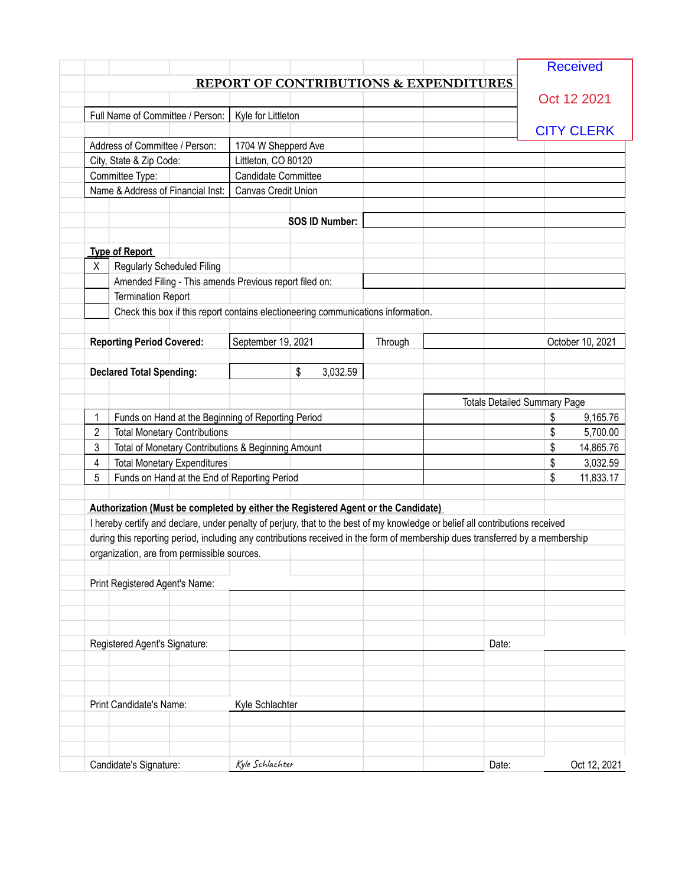Received

Oct 12 2021

CITY CLERK

## REPORT OF CONTRIBUTIONS & EXPENDITURES

| | |
|---|---|
| Full Name of Committee / Person: | Kyle for Littleton |
| Address of Committee / Person: | 1704 W Shepperd Ave |
| City, State & Zip Code: | Littleton, CO 80120 |
| Committee Type: | Candidate Committee |
| Name & Address of Financial Inst: | Canvas Credit Union |

**SOS ID Number:**

**Type of Report**

| | |
|---|---|
| X | Regularly Scheduled Filing |
| | Amended Filing - This amends Previous report filed on: |
| | Termination Report |
| | Check this box if this report contains electioneering communications information. |

**Reporting Period Covered:** September 19, 2021 Through October 10, 2021

**Declared Total Spending:** $ 3,032.59

| | | Totals Detailed Summary Page |
|---|---|---|
| 1 | Funds on Hand at the Beginning of Reporting Period | $ 9,165.76 |
| 2 | Total Monetary Contributions | $ 5,700.00 |
| 3 | Total of Monetary Contributions & Beginning Amount | $ 14,865.76 |
| 4 | Total Monetary Expenditures | $ 3,032.59 |
| 5 | Funds on Hand at the End of Reporting Period | $ 11,833.17 |

**Authorization (Must be completed by either the Registered Agent or the Candidate)**

I hereby certify and declare, under penalty of perjury, that to the best of my knowledge or belief all contributions received during this reporting period, including any contributions received in the form of membership dues transferred by a membership organization, are from permissible sources.

Print Registered Agent's Name:

Registered Agent's Signature: Date:

Print Candidate's Name: Kyle Schlachter

Candidate's Signature: *Kyle Schlachter* Date: Oct 12, 2021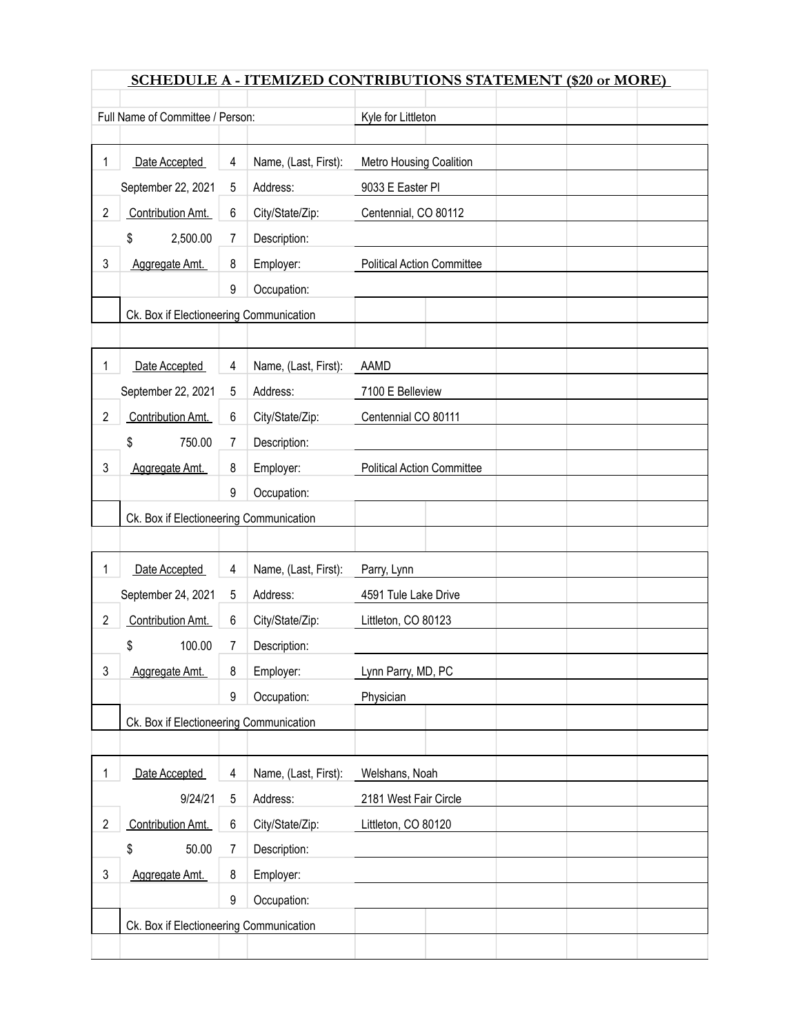## SCHEDULE A - ITEMIZED CONTRIBUTIONS STATEMENT ($20 or MORE)

Full Name of Committee / Person: Kyle for Littleton

| | | | | |
|---|---|---|---|---|
| 1 | Date Accepted | 4 | Name, (Last, First): | Metro Housing Coalition |
| | September 22, 2021 | 5 | Address: | 9033 E Easter Pl |
| 2 | Contribution Amt. | 6 | City/State/Zip: | Centennial, CO 80112 |
| | $ 2,500.00 | 7 | Description: | |
| 3 | Aggregate Amt. | 8 | Employer: | Political Action Committee |
| | | 9 | Occupation: | |
| ☐ | Ck. Box if Electioneering Communication | | | |

| | | | | |
|---|---|---|---|---|
| 1 | Date Accepted | 4 | Name, (Last, First): | AAMD |
| | September 22, 2021 | 5 | Address: | 7100 E Belleview |
| 2 | Contribution Amt. | 6 | City/State/Zip: | Centennial CO 80111 |
| | $ 750.00 | 7 | Description: | |
| 3 | Aggregate Amt. | 8 | Employer: | Political Action Committee |
| | | 9 | Occupation: | |
| ☐ | Ck. Box if Electioneering Communication | | | |

| | | | | |
|---|---|---|---|---|
| 1 | Date Accepted | 4 | Name, (Last, First): | Parry, Lynn |
| | September 24, 2021 | 5 | Address: | 4591 Tule Lake Drive |
| 2 | Contribution Amt. | 6 | City/State/Zip: | Littleton, CO 80123 |
| | $ 100.00 | 7 | Description: | |
| 3 | Aggregate Amt. | 8 | Employer: | Lynn Parry, MD, PC |
| | | 9 | Occupation: | Physician |
| ☐ | Ck. Box if Electioneering Communication | | | |

| | | | | |
|---|---|---|---|---|
| 1 | Date Accepted | 4 | Name, (Last, First): | Welshans, Noah |
| | 9/24/21 | 5 | Address: | 2181 West Fair Circle |
| 2 | Contribution Amt. | 6 | City/State/Zip: | Littleton, CO 80120 |
| | $ 50.00 | 7 | Description: | |
| 3 | Aggregate Amt. | 8 | Employer: | |
| | | 9 | Occupation: | |
| ☐ | Ck. Box if Electioneering Communication | | | |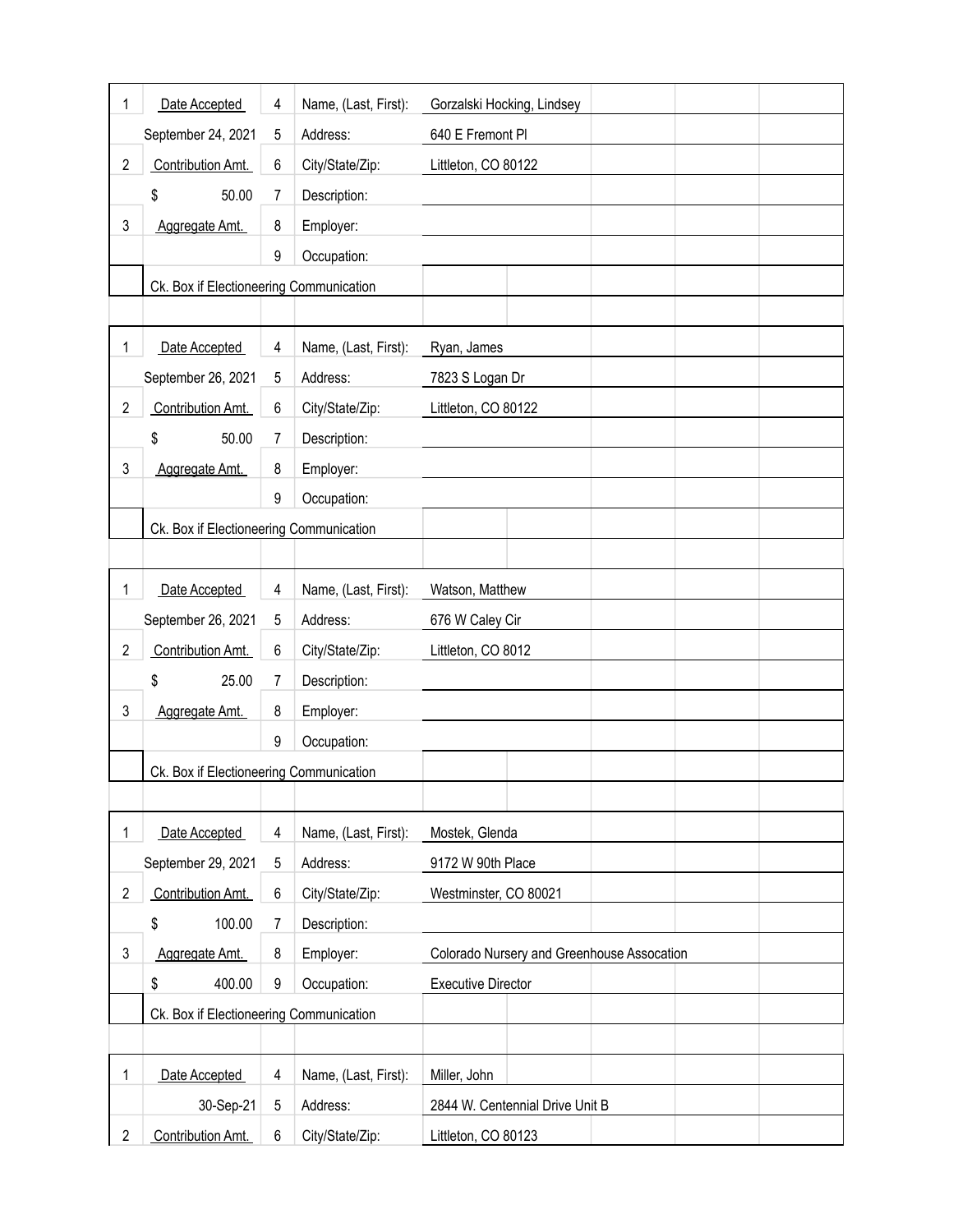| 1 | Date Accepted | 4 | Name, (Last, First): | Gorzalski Hocking, Lindsey |
|---|---|---|---|---|
| | September 24, 2021 | 5 | Address: | 640 E Fremont Pl |
| 2 | Contribution Amt. | 6 | City/State/Zip: | Littleton, CO 80122 |
| | $ 50.00 | 7 | Description: | |
| 3 | Aggregate Amt. | 8 | Employer: | |
| | | 9 | Occupation: | |
| | Ck. Box if Electioneering Communication | | | |

| 1 | Date Accepted | 4 | Name, (Last, First): | Ryan, James |
|---|---|---|---|---|
| | September 26, 2021 | 5 | Address: | 7823 S Logan Dr |
| 2 | Contribution Amt. | 6 | City/State/Zip: | Littleton, CO 80122 |
| | $ 50.00 | 7 | Description: | |
| 3 | Aggregate Amt. | 8 | Employer: | |
| | | 9 | Occupation: | |
| | Ck. Box if Electioneering Communication | | | |

| 1 | Date Accepted | 4 | Name, (Last, First): | Watson, Matthew |
|---|---|---|---|---|
| | September 26, 2021 | 5 | Address: | 676 W Caley Cir |
| 2 | Contribution Amt. | 6 | City/State/Zip: | Littleton, CO 8012 |
| | $ 25.00 | 7 | Description: | |
| 3 | Aggregate Amt. | 8 | Employer: | |
| | | 9 | Occupation: | |
| | Ck. Box if Electioneering Communication | | | |

| 1 | Date Accepted | 4 | Name, (Last, First): | Mostek, Glenda |
|---|---|---|---|---|
| | September 29, 2021 | 5 | Address: | 9172 W 90th Place |
| 2 | Contribution Amt. | 6 | City/State/Zip: | Westminster, CO 80021 |
| | $ 100.00 | 7 | Description: | |
| 3 | Aggregate Amt. | 8 | Employer: | Colorado Nursery and Greenhouse Assocation |
| | $ 400.00 | 9 | Occupation: | Executive Director |
| | Ck. Box if Electioneering Communication | | | |

| 1 | Date Accepted | 4 | Name, (Last, First): | Miller, John |
|---|---|---|---|---|
| | 30-Sep-21 | 5 | Address: | 2844 W. Centennial Drive Unit B |
| 2 | Contribution Amt. | 6 | City/State/Zip: | Littleton, CO 80123 |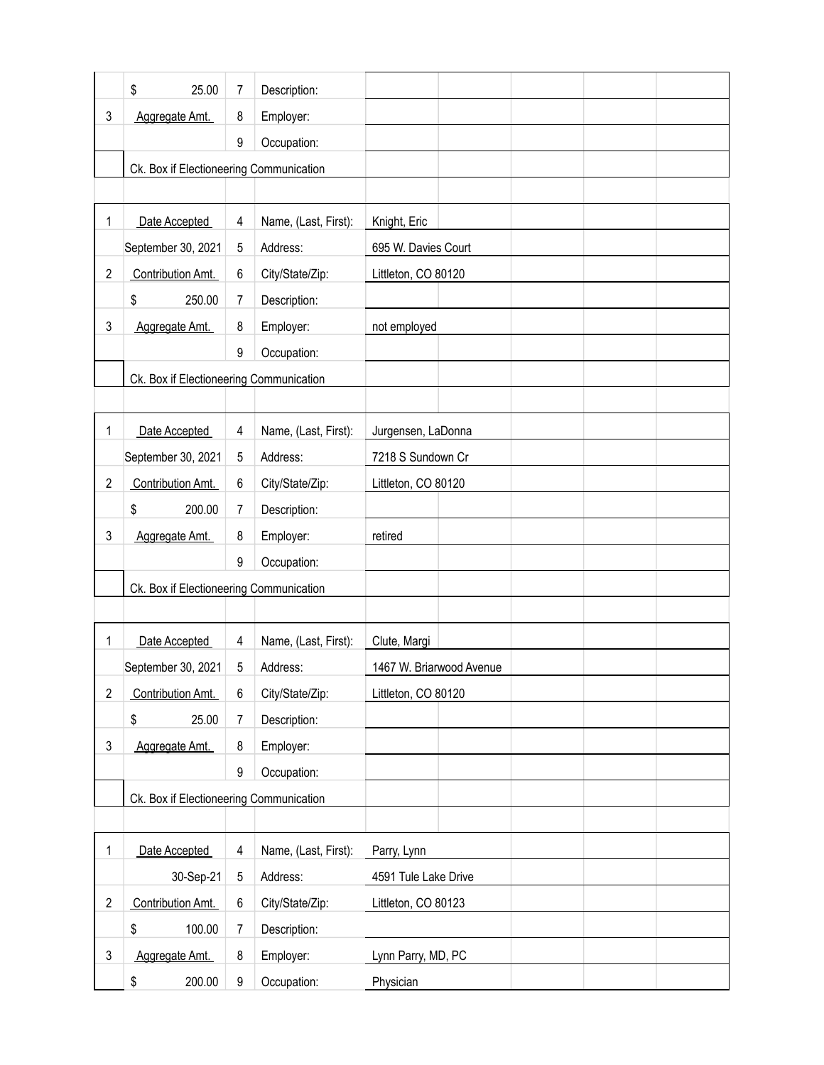| | | | | |
|---|---|---|---|---|
| | $ 25.00 | 7 | Description: | |
| 3 | Aggregate Amt. | 8 | Employer: | |
| | | 9 | Occupation: | |
| | Ck. Box if Electioneering Communication | | | |

| | | | | |
|---|---|---|---|---|
| 1 | Date Accepted | 4 | Name, (Last, First): | Knight, Eric |
| | September 30, 2021 | 5 | Address: | 695 W. Davies Court |
| 2 | Contribution Amt. | 6 | City/State/Zip: | Littleton, CO 80120 |
| | $ 250.00 | 7 | Description: | |
| 3 | Aggregate Amt. | 8 | Employer: | not employed |
| | | 9 | Occupation: | |
| | Ck. Box if Electioneering Communication | | | |

| | | | | |
|---|---|---|---|---|
| 1 | Date Accepted | 4 | Name, (Last, First): | Jurgensen, LaDonna |
| | September 30, 2021 | 5 | Address: | 7218 S Sundown Cr |
| 2 | Contribution Amt. | 6 | City/State/Zip: | Littleton, CO 80120 |
| | $ 200.00 | 7 | Description: | |
| 3 | Aggregate Amt. | 8 | Employer: | retired |
| | | 9 | Occupation: | |
| | Ck. Box if Electioneering Communication | | | |

| | | | | |
|---|---|---|---|---|
| 1 | Date Accepted | 4 | Name, (Last, First): | Clute, Margi |
| | September 30, 2021 | 5 | Address: | 1467 W. Briarwood Avenue |
| 2 | Contribution Amt. | 6 | City/State/Zip: | Littleton, CO 80120 |
| | $ 25.00 | 7 | Description: | |
| 3 | Aggregate Amt. | 8 | Employer: | |
| | | 9 | Occupation: | |
| | Ck. Box if Electioneering Communication | | | |

| | | | | |
|---|---|---|---|---|
| 1 | Date Accepted | 4 | Name, (Last, First): | Parry, Lynn |
| | 30-Sep-21 | 5 | Address: | 4591 Tule Lake Drive |
| 2 | Contribution Amt. | 6 | City/State/Zip: | Littleton, CO 80123 |
| | $ 100.00 | 7 | Description: | |
| 3 | Aggregate Amt. | 8 | Employer: | Lynn Parry, MD, PC |
| | $ 200.00 | 9 | Occupation: | Physician |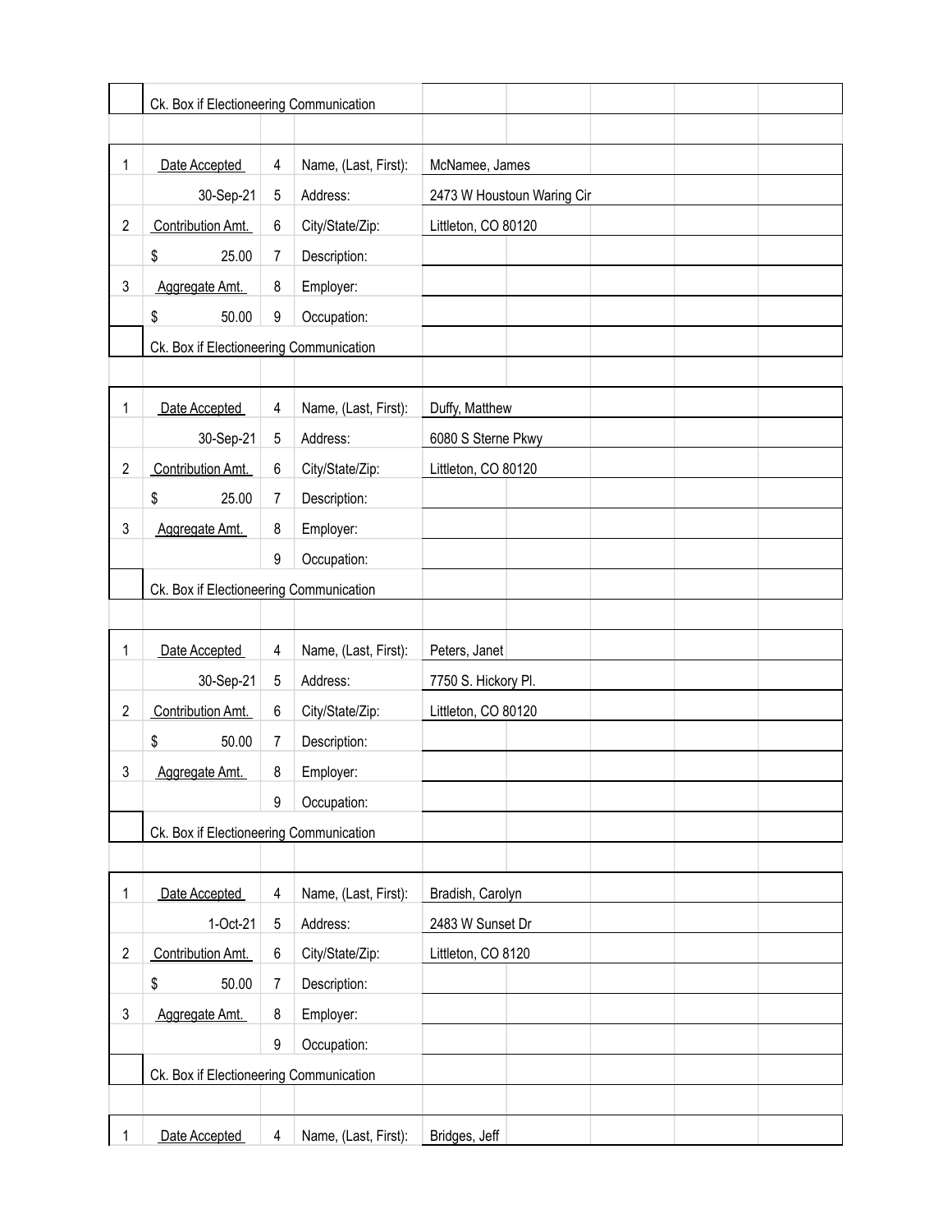| | Ck. Box if Electioneering Communication | | | |
|---|---|---|---|---|
| | | | | |
| 1 | Date Accepted | 4 | Name, (Last, First): | McNamee, James |
| | 30-Sep-21 | 5 | Address: | 2473 W Houstoun Waring Cir |
| 2 | Contribution Amt. | 6 | City/State/Zip: | Littleton, CO 80120 |
| | $ 25.00 | 7 | Description: | |
| 3 | Aggregate Amt. | 8 | Employer: | |
| | $ 50.00 | 9 | Occupation: | |
| | Ck. Box if Electioneering Communication | | | |
| | | | | |
| 1 | Date Accepted | 4 | Name, (Last, First): | Duffy, Matthew |
| | 30-Sep-21 | 5 | Address: | 6080 S Sterne Pkwy |
| 2 | Contribution Amt. | 6 | City/State/Zip: | Littleton, CO 80120 |
| | $ 25.00 | 7 | Description: | |
| 3 | Aggregate Amt. | 8 | Employer: | |
| | | 9 | Occupation: | |
| | Ck. Box if Electioneering Communication | | | |
| | | | | |
| 1 | Date Accepted | 4 | Name, (Last, First): | Peters, Janet |
| | 30-Sep-21 | 5 | Address: | 7750 S. Hickory Pl. |
| 2 | Contribution Amt. | 6 | City/State/Zip: | Littleton, CO 80120 |
| | $ 50.00 | 7 | Description: | |
| 3 | Aggregate Amt. | 8 | Employer: | |
| | | 9 | Occupation: | |
| | Ck. Box if Electioneering Communication | | | |
| | | | | |
| 1 | Date Accepted | 4 | Name, (Last, First): | Bradish, Carolyn |
| | 1-Oct-21 | 5 | Address: | 2483 W Sunset Dr |
| 2 | Contribution Amt. | 6 | City/State/Zip: | Littleton, CO 8120 |
| | $ 50.00 | 7 | Description: | |
| 3 | Aggregate Amt. | 8 | Employer: | |
| | | 9 | Occupation: | |
| | Ck. Box if Electioneering Communication | | | |
| | | | | |
| 1 | Date Accepted | 4 | Name, (Last, First): | Bridges, Jeff |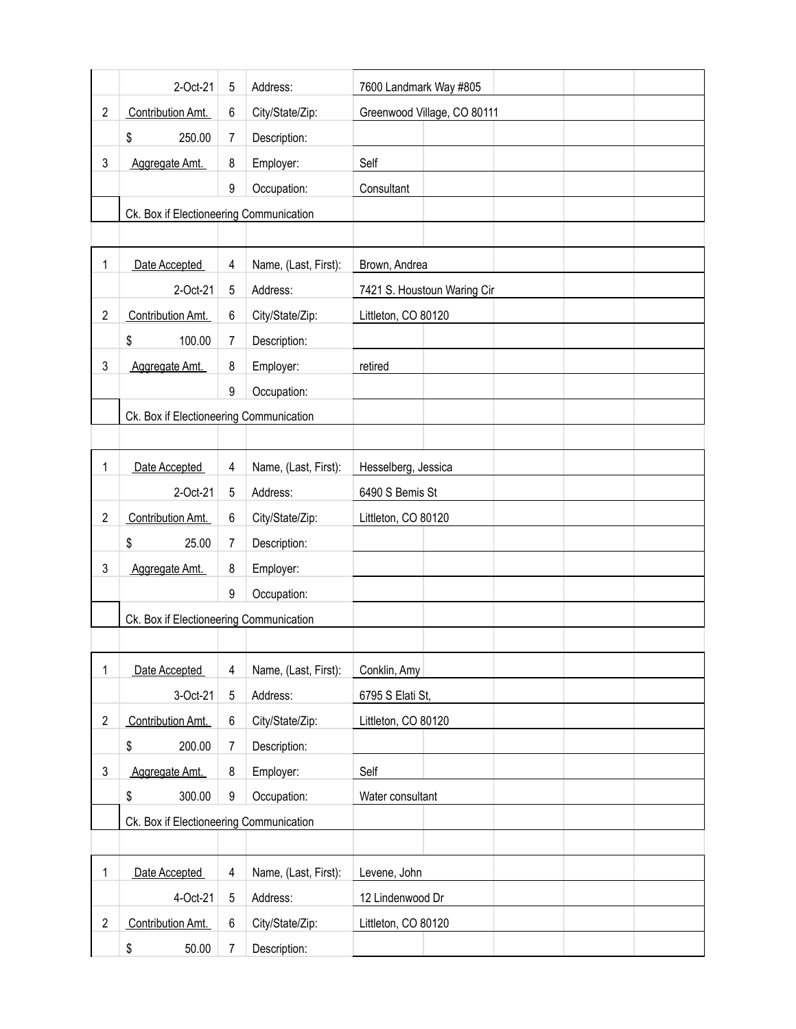|  |  |  |  |  |
|---|---|---|---|---|
|  | 2-Oct-21 | 5 | Address: | 7600 Landmark Way #805 |
| 2 | Contribution Amt. | 6 | City/State/Zip: | Greenwood Village, CO 80111 |
|  | $ 250.00 | 7 | Description: |  |
| 3 | Aggregate Amt. | 8 | Employer: | Self |
|  |  | 9 | Occupation: | Consultant |
|  | Ck. Box if Electioneering Communication |  |  |  |

|  |  |  |  |  |
|---|---|---|---|---|
| 1 | Date Accepted | 4 | Name, (Last, First): | Brown, Andrea |
|  | 2-Oct-21 | 5 | Address: | 7421 S. Houstoun Waring Cir |
| 2 | Contribution Amt. | 6 | City/State/Zip: | Littleton, CO 80120 |
|  | $ 100.00 | 7 | Description: |  |
| 3 | Aggregate Amt. | 8 | Employer: | retired |
|  |  | 9 | Occupation: |  |
|  | Ck. Box if Electioneering Communication |  |  |  |

|  |  |  |  |  |
|---|---|---|---|---|
| 1 | Date Accepted | 4 | Name, (Last, First): | Hesselberg, Jessica |
|  | 2-Oct-21 | 5 | Address: | 6490 S Bemis St |
| 2 | Contribution Amt. | 6 | City/State/Zip: | Littleton, CO 80120 |
|  | $ 25.00 | 7 | Description: |  |
| 3 | Aggregate Amt. | 8 | Employer: |  |
|  |  | 9 | Occupation: |  |
|  | Ck. Box if Electioneering Communication |  |  |  |

|  |  |  |  |  |
|---|---|---|---|---|
| 1 | Date Accepted | 4 | Name, (Last, First): | Conklin, Amy |
|  | 3-Oct-21 | 5 | Address: | 6795 S Elati St, |
| 2 | Contribution Amt. | 6 | City/State/Zip: | Littleton, CO 80120 |
|  | $ 200.00 | 7 | Description: |  |
| 3 | Aggregate Amt. | 8 | Employer: | Self |
|  | $ 300.00 | 9 | Occupation: | Water consultant |
|  | Ck. Box if Electioneering Communication |  |  |  |

|  |  |  |  |  |
|---|---|---|---|---|
| 1 | Date Accepted | 4 | Name, (Last, First): | Levene, John |
|  | 4-Oct-21 | 5 | Address: | 12 Lindenwood Dr |
| 2 | Contribution Amt. | 6 | City/State/Zip: | Littleton, CO 80120 |
|  | $ 50.00 | 7 | Description: |  |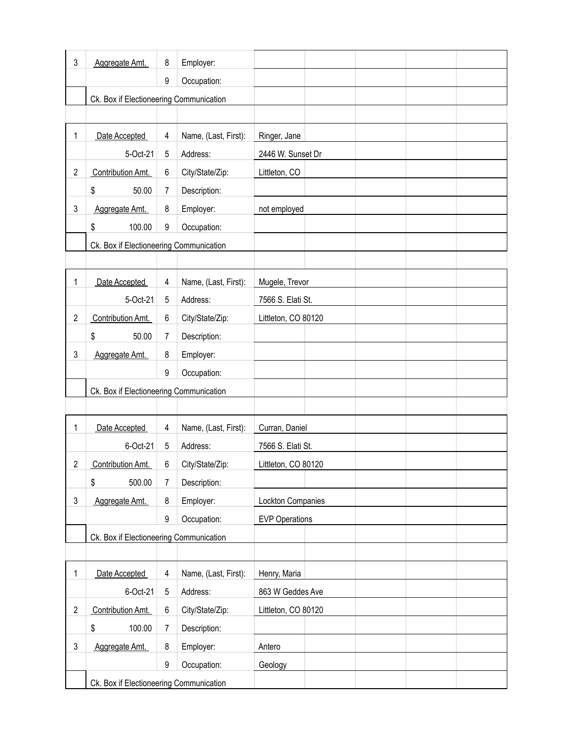| | | | | |
|---|---|---|---|---|
| 3 | Aggregate Amt. | 8 | Employer: | |
| | | 9 | Occupation: | |
| | Ck. Box if Electioneering Communication | | | |

| | | | | |
|---|---|---|---|---|
| 1 | Date Accepted | 4 | Name, (Last, First): | Ringer, Jane |
| | 5-Oct-21 | 5 | Address: | 2446 W. Sunset Dr |
| 2 | Contribution Amt. | 6 | City/State/Zip: | Littleton, CO |
| | $ 50.00 | 7 | Description: | |
| 3 | Aggregate Amt. | 8 | Employer: | not employed |
| | $ 100.00 | 9 | Occupation: | |
| | Ck. Box if Electioneering Communication | | | |

| | | | | |
|---|---|---|---|---|
| 1 | Date Accepted | 4 | Name, (Last, First): | Mugele, Trevor |
| | 5-Oct-21 | 5 | Address: | 7566 S. Elati St. |
| 2 | Contribution Amt. | 6 | City/State/Zip: | Littleton, CO 80120 |
| | $ 50.00 | 7 | Description: | |
| 3 | Aggregate Amt. | 8 | Employer: | |
| | | 9 | Occupation: | |
| | Ck. Box if Electioneering Communication | | | |

| | | | | |
|---|---|---|---|---|
| 1 | Date Accepted | 4 | Name, (Last, First): | Curran, Daniel |
| | 6-Oct-21 | 5 | Address: | 7566 S. Elati St. |
| 2 | Contribution Amt. | 6 | City/State/Zip: | Littleton, CO 80120 |
| | $ 500.00 | 7 | Description: | |
| 3 | Aggregate Amt. | 8 | Employer: | Lockton Companies |
| | | 9 | Occupation: | EVP Operations |
| | Ck. Box if Electioneering Communication | | | |

| | | | | |
|---|---|---|---|---|
| 1 | Date Accepted | 4 | Name, (Last, First): | Henry, Maria |
| | 6-Oct-21 | 5 | Address: | 863 W Geddes Ave |
| 2 | Contribution Amt. | 6 | City/State/Zip: | Littleton, CO 80120 |
| | $ 100.00 | 7 | Description: | |
| 3 | Aggregate Amt. | 8 | Employer: | Antero |
| | | 9 | Occupation: | Geology |
| | Ck. Box if Electioneering Communication | | | |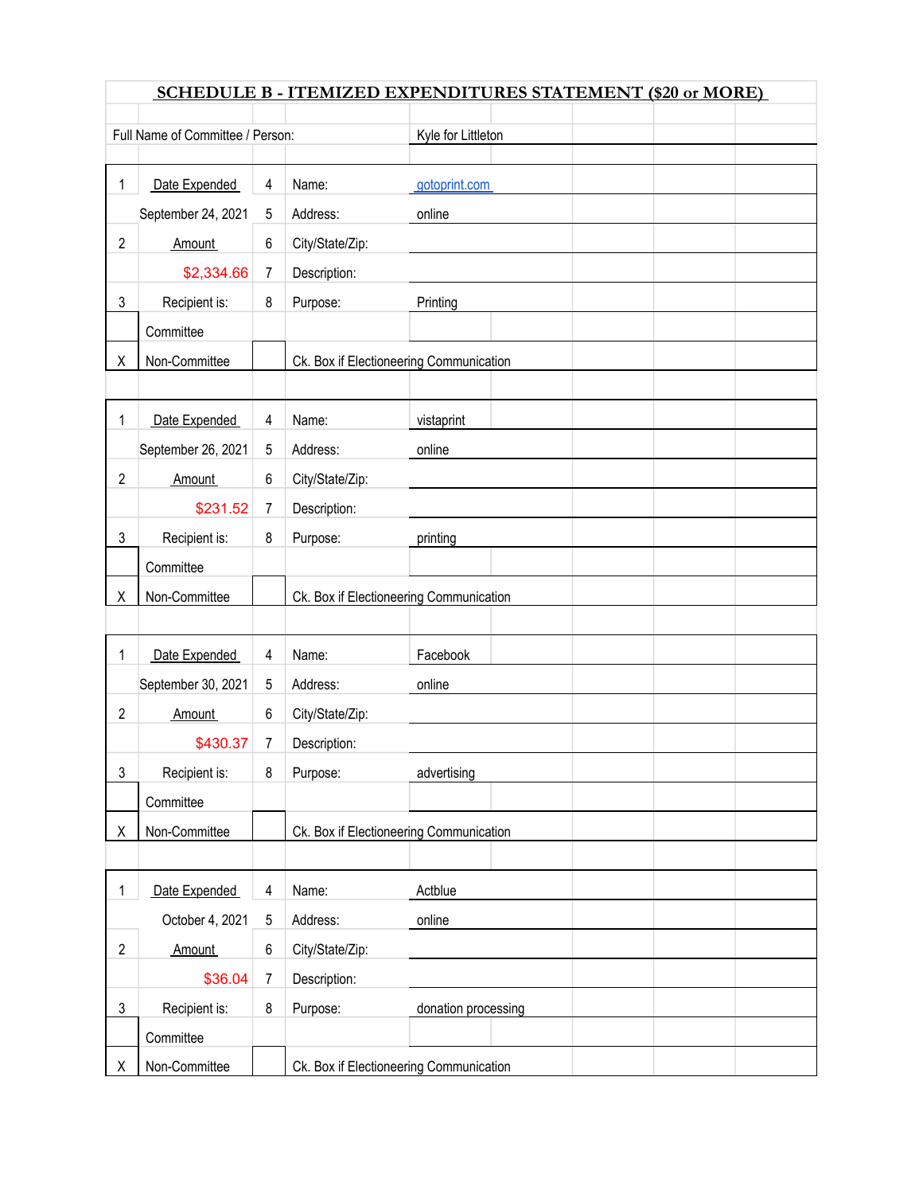## SCHEDULE B - ITEMIZED EXPENDITURES STATEMENT ($20 or MORE)

Full Name of Committee / Person: Kyle for Littleton

| | | | | |
|---|---|---|---|---|
| 1 | Date Expended | 4 | Name: | gotoprint.com |
| | September 24, 2021 | 5 | Address: | online |
| 2 | Amount | 6 | City/State/Zip: | |
| | $2,334.66 | 7 | Description: | |
| 3 | Recipient is: | 8 | Purpose: | Printing |
| | Committee | | | |
| X | Non-Committee | | Ck. Box if Electioneering Communication | |

| | | | | |
|---|---|---|---|---|
| 1 | Date Expended | 4 | Name: | vistaprint |
| | September 26, 2021 | 5 | Address: | online |
| 2 | Amount | 6 | City/State/Zip: | |
| | $231.52 | 7 | Description: | |
| 3 | Recipient is: | 8 | Purpose: | printing |
| | Committee | | | |
| X | Non-Committee | | Ck. Box if Electioneering Communication | |

| | | | | |
|---|---|---|---|---|
| 1 | Date Expended | 4 | Name: | Facebook |
| | September 30, 2021 | 5 | Address: | online |
| 2 | Amount | 6 | City/State/Zip: | |
| | $430.37 | 7 | Description: | |
| 3 | Recipient is: | 8 | Purpose: | advertising |
| | Committee | | | |
| X | Non-Committee | | Ck. Box if Electioneering Communication | |

| | | | | |
|---|---|---|---|---|
| 1 | Date Expended | 4 | Name: | Actblue |
| | October 4, 2021 | 5 | Address: | online |
| 2 | Amount | 6 | City/State/Zip: | |
| | $36.04 | 7 | Description: | |
| 3 | Recipient is: | 8 | Purpose: | donation processing |
| | Committee | | | |
| X | Non-Committee | | Ck. Box if Electioneering Communication | |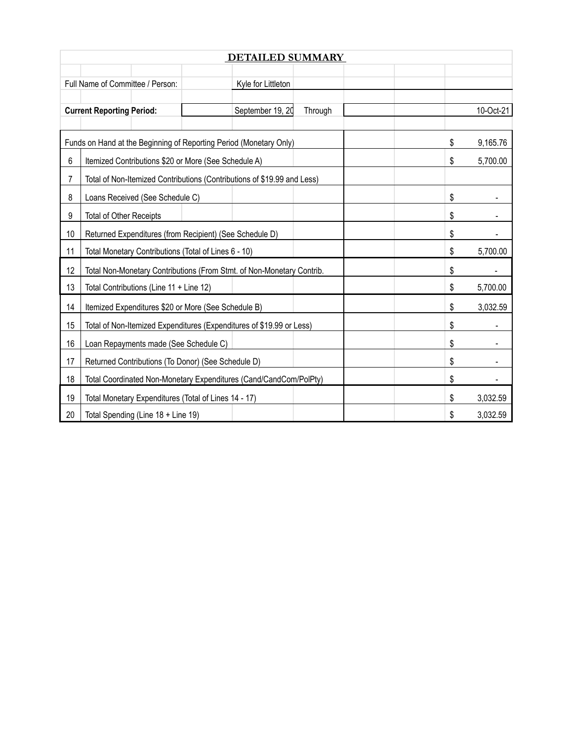# DETAILED SUMMARY

| | | | | |
|---|---|---|---|---|
| Full Name of Committee / Person: | Kyle for Littleton | | | |
| **Current Reporting Period:** | September 19, 20 | Through | | 10-Oct-21 |

| | | | |
|---|---|---|---|
| | Funds on Hand at the Beginning of Reporting Period (Monetary Only) | $ | 9,165.76 |
| 6 | Itemized Contributions $20 or More (See Schedule A) | $ | 5,700.00 |
| 7 | Total of Non-Itemized Contributions (Contributions of $19.99 and Less) | | |
| 8 | Loans Received (See Schedule C) | $ | - |
| 9 | Total of Other Receipts | $ | - |
| 10 | Returned Expenditures (from Recipient) (See Schedule D) | $ | - |
| 11 | Total Monetary Contributions (Total of Lines 6 - 10) | $ | 5,700.00 |
| 12 | Total Non-Monetary Contributions (From Stmt. of Non-Monetary Contrib. | $ | - |
| 13 | Total Contributions (Line 11 + Line 12) | $ | 5,700.00 |
| 14 | Itemized Expenditures $20 or More (See Schedule B) | $ | 3,032.59 |
| 15 | Total of Non-Itemized Expenditures (Expenditures of $19.99 or Less) | $ | - |
| 16 | Loan Repayments made (See Schedule C) | $ | - |
| 17 | Returned Contributions (To Donor) (See Schedule D) | $ | - |
| 18 | Total Coordinated Non-Monetary Expenditures (Cand/CandCom/PolPty) | $ | - |
| 19 | Total Monetary Expenditures (Total of Lines 14 - 17) | $ | 3,032.59 |
| 20 | Total Spending (Line 18 + Line 19) | $ | 3,032.59 |